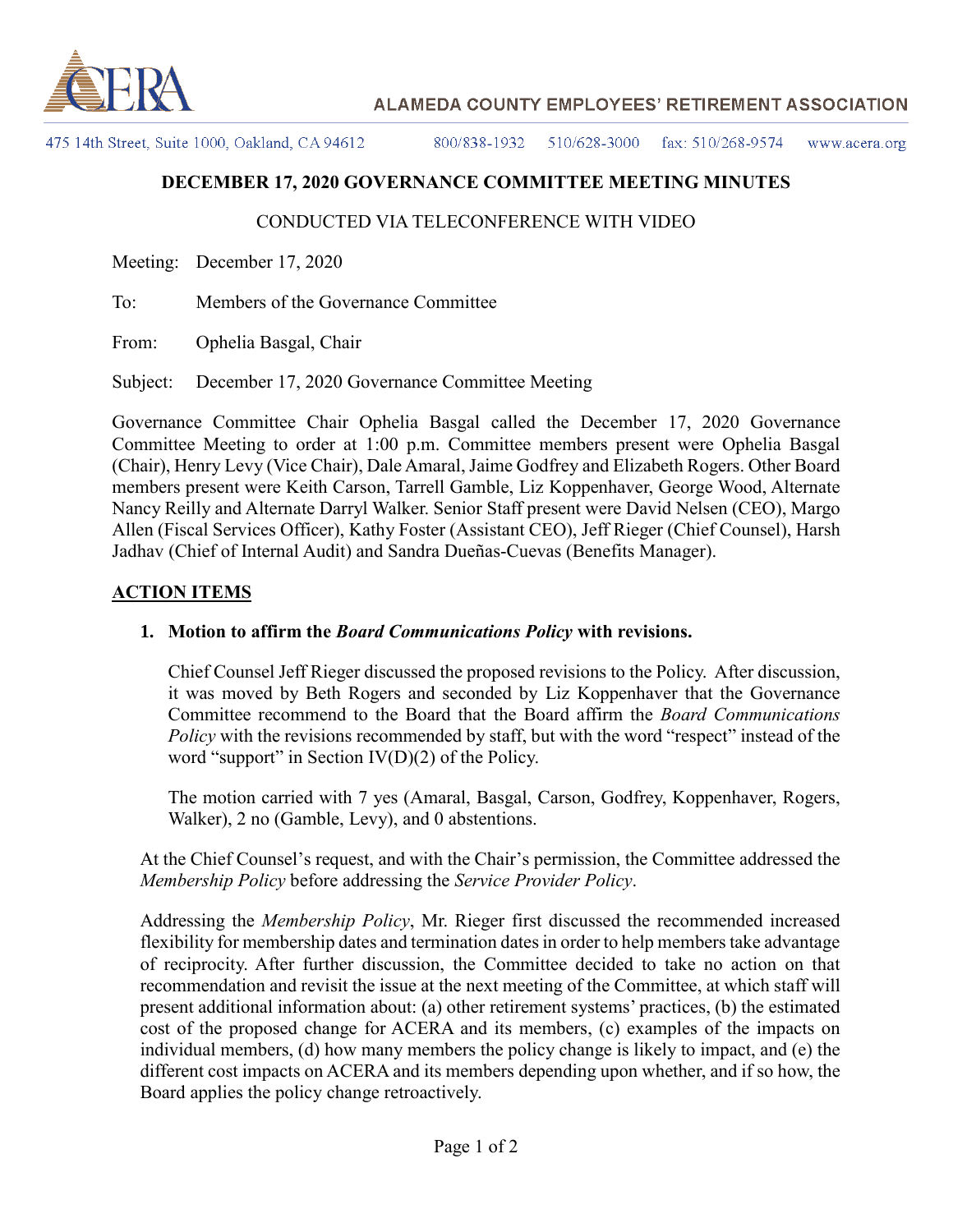ALAMEDA COUNTY EMPLOYEES' RETIREMENT ASSOCIATION

475 14th Street, Suite 1000, Oakland, CA 94612    800/838-1932    510/628-3000    fax: 510/268-9574    www.acera.org

## DECEMBER 17, 2020 GOVERNANCE COMMITTEE MEETING MINUTES

CONDUCTED VIA TELECONFERENCE WITH VIDEO

Meeting: December 17, 2020

To: Members of the Governance Committee

From: Ophelia Basgal, Chair

Subject: December 17, 2020 Governance Committee Meeting

Governance Committee Chair Ophelia Basgal called the December 17, 2020 Governance Committee Meeting to order at 1:00 p.m. Committee members present were Ophelia Basgal (Chair), Henry Levy (Vice Chair), Dale Amaral, Jaime Godfrey and Elizabeth Rogers. Other Board members present were Keith Carson, Tarrell Gamble, Liz Koppenhaver, George Wood, Alternate Nancy Reilly and Alternate Darryl Walker. Senior Staff present were David Nelsen (CEO), Margo Allen (Fiscal Services Officer), Kathy Foster (Assistant CEO), Jeff Rieger (Chief Counsel), Harsh Jadhav (Chief of Internal Audit) and Sandra Dueñas-Cuevas (Benefits Manager).

### ACTION ITEMS

**1. Motion to affirm the *Board Communications Policy* with revisions.**

Chief Counsel Jeff Rieger discussed the proposed revisions to the Policy. After discussion, it was moved by Beth Rogers and seconded by Liz Koppenhaver that the Governance Committee recommend to the Board that the Board affirm the *Board Communications Policy* with the revisions recommended by staff, but with the word "respect" instead of the word "support" in Section IV(D)(2) of the Policy.

The motion carried with 7 yes (Amaral, Basgal, Carson, Godfrey, Koppenhaver, Rogers, Walker), 2 no (Gamble, Levy), and 0 abstentions.

At the Chief Counsel's request, and with the Chair's permission, the Committee addressed the *Membership Policy* before addressing the *Service Provider Policy*.

Addressing the *Membership Policy*, Mr. Rieger first discussed the recommended increased flexibility for membership dates and termination dates in order to help members take advantage of reciprocity. After further discussion, the Committee decided to take no action on that recommendation and revisit the issue at the next meeting of the Committee, at which staff will present additional information about: (a) other retirement systems' practices, (b) the estimated cost of the proposed change for ACERA and its members, (c) examples of the impacts on individual members, (d) how many members the policy change is likely to impact, and (e) the different cost impacts on ACERA and its members depending upon whether, and if so how, the Board applies the policy change retroactively.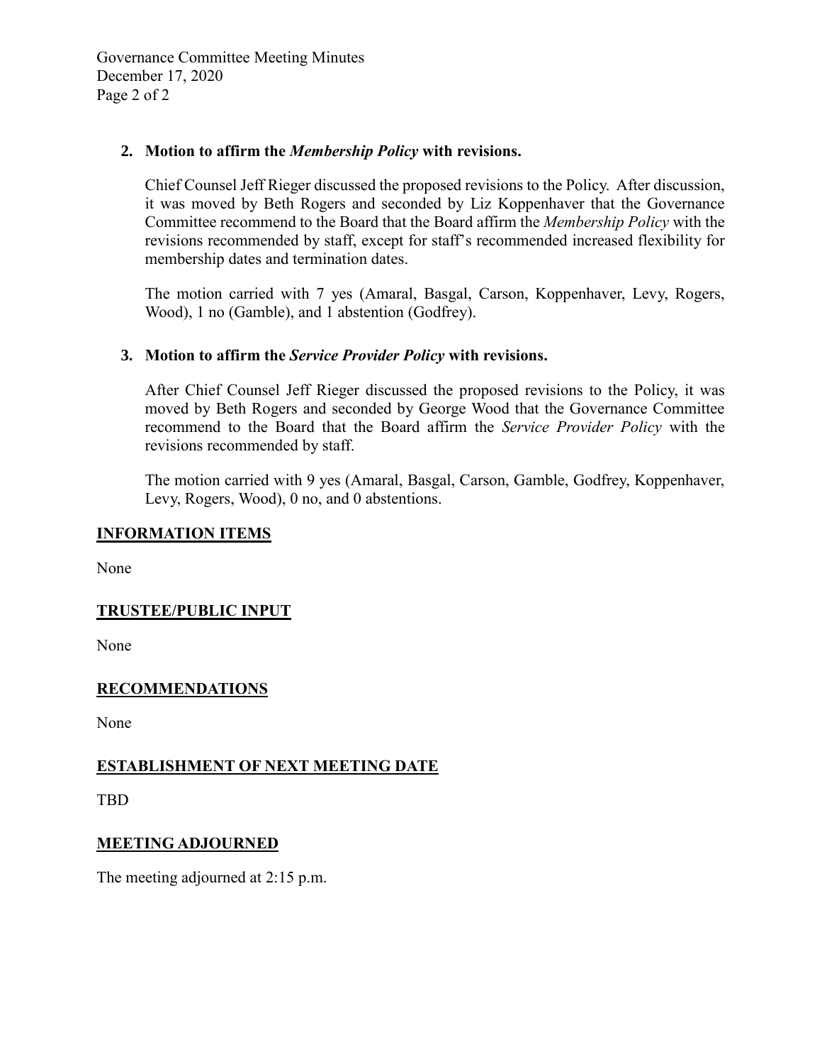2. **Motion to affirm the *Membership Policy* with revisions.**

   Chief Counsel Jeff Rieger discussed the proposed revisions to the Policy. After discussion, it was moved by Beth Rogers and seconded by Liz Koppenhaver that the Governance Committee recommend to the Board that the Board affirm the *Membership Policy* with the revisions recommended by staff, except for staff's recommended increased flexibility for membership dates and termination dates.

   The motion carried with 7 yes (Amaral, Basgal, Carson, Koppenhaver, Levy, Rogers, Wood), 1 no (Gamble), and 1 abstention (Godfrey).

3. **Motion to affirm the *Service Provider Policy* with revisions.**

   After Chief Counsel Jeff Rieger discussed the proposed revisions to the Policy, it was moved by Beth Rogers and seconded by George Wood that the Governance Committee recommend to the Board that the Board affirm the *Service Provider Policy* with the revisions recommended by staff.

   The motion carried with 9 yes (Amaral, Basgal, Carson, Gamble, Godfrey, Koppenhaver, Levy, Rogers, Wood), 0 no, and 0 abstentions.

## INFORMATION ITEMS

None

## TRUSTEE/PUBLIC INPUT

None

## RECOMMENDATIONS

None

## ESTABLISHMENT OF NEXT MEETING DATE

TBD

## MEETING ADJOURNED

The meeting adjourned at 2:15 p.m.